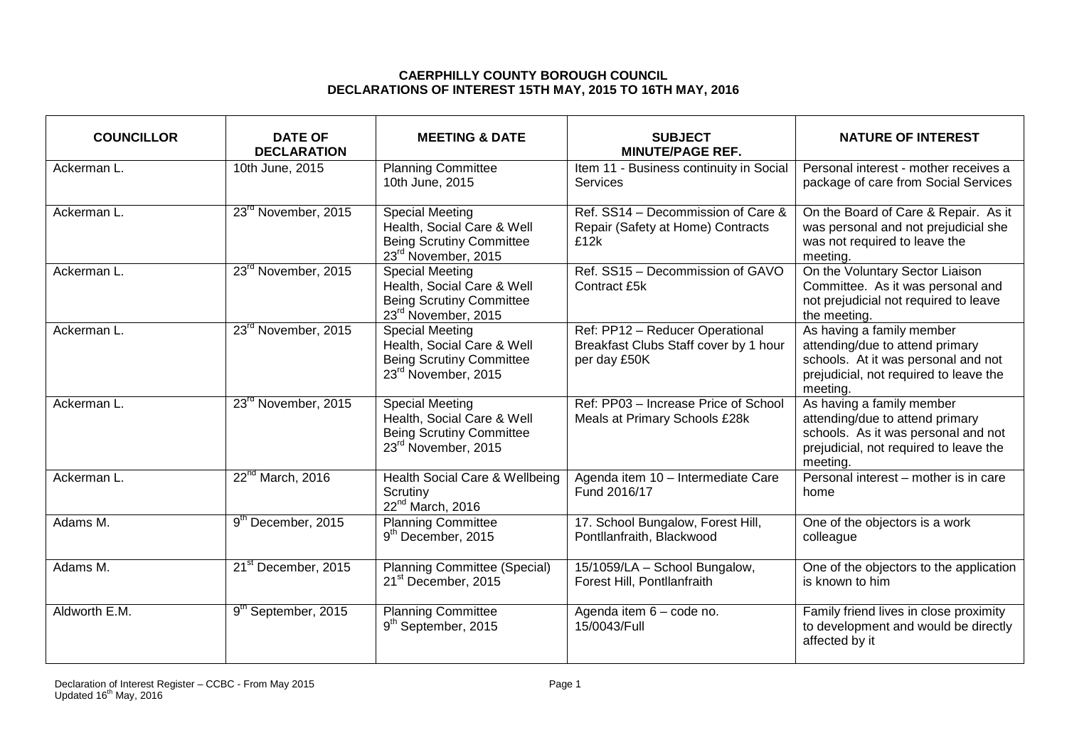# CAERPHILLY COUNTY BOROUGH COUNCIL
## DECLARATIONS OF INTEREST 15TH MAY, 2015 TO 16TH MAY, 2016

| COUNCILLOR | DATE OF DECLARATION | MEETING & DATE | SUBJECT MINUTE/PAGE REF. | NATURE OF INTEREST |
|---|---|---|---|---|
| Ackerman L. | 10th June, 2015 | Planning Committee 10th June, 2015 | Item 11 - Business continuity in Social Services | Personal interest - mother receives a package of care from Social Services |
| Ackerman L. | 23rd November, 2015 | Special Meeting Health, Social Care & Well Being Scrutiny Committee 23rd November, 2015 | Ref. SS14 – Decommission of Care & Repair (Safety at Home) Contracts £12k | On the Board of Care & Repair. As it was personal and not prejudicial she was not required to leave the meeting. |
| Ackerman L. | 23rd November, 2015 | Special Meeting Health, Social Care & Well Being Scrutiny Committee 23rd November, 2015 | Ref. SS15 – Decommission of GAVO Contract £5k | On the Voluntary Sector Liaison Committee. As it was personal and not prejudicial not required to leave the meeting. |
| Ackerman L. | 23rd November, 2015 | Special Meeting Health, Social Care & Well Being Scrutiny Committee 23rd November, 2015 | Ref: PP12 – Reducer Operational Breakfast Clubs Staff cover by 1 hour per day £50K | As having a family member attending/due to attend primary schools. At it was personal and not prejudicial, not required to leave the meeting. |
| Ackerman L. | 23rd November, 2015 | Special Meeting Health, Social Care & Well Being Scrutiny Committee 23rd November, 2015 | Ref: PP03 – Increase Price of School Meals at Primary Schools £28k | As having a family member attending/due to attend primary schools. As it was personal and not prejudicial, not required to leave the meeting. |
| Ackerman L. | 22nd March, 2016 | Health Social Care & Wellbeing Scrutiny 22nd March, 2016 | Agenda item 10 – Intermediate Care Fund 2016/17 | Personal interest – mother is in care home |
| Adams M. | 9th December, 2015 | Planning Committee 9th December, 2015 | 17. School Bungalow, Forest Hill, Pontllanfraith, Blackwood | One of the objectors is a work colleague |
| Adams M. | 21st December, 2015 | Planning Committee (Special) 21st December, 2015 | 15/1059/LA – School Bungalow, Forest Hill, Pontllanfraith | One of the objectors to the application is known to him |
| Aldworth E.M. | 9th September, 2015 | Planning Committee 9th September, 2015 | Agenda item 6 – code no. 15/0043/Full | Family friend lives in close proximity to development and would be directly affected by it |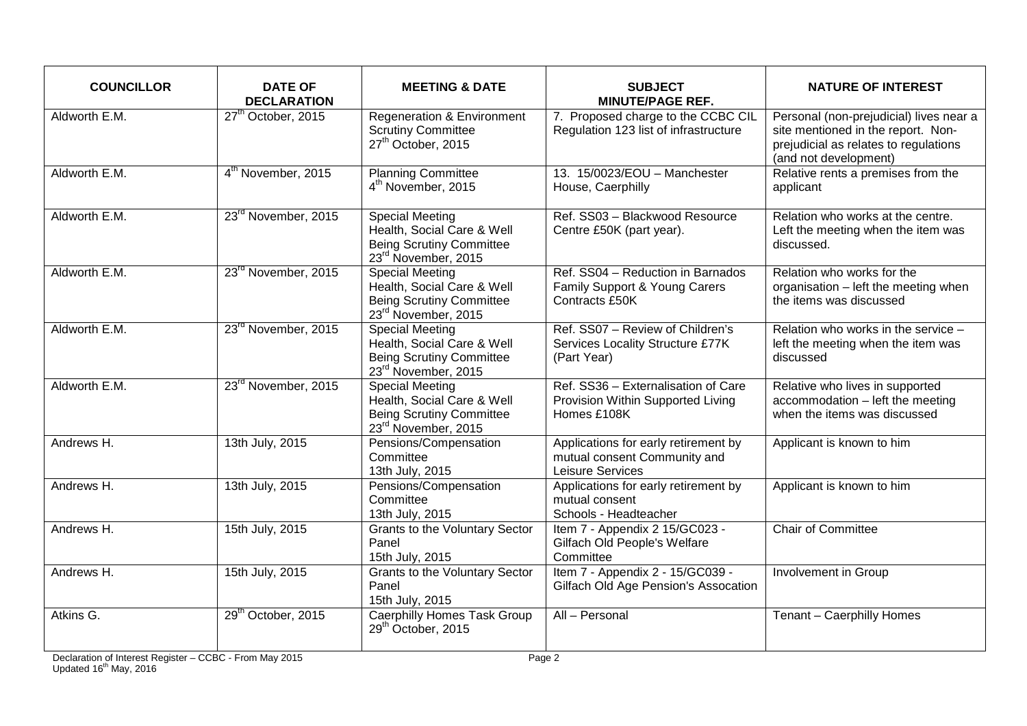| COUNCILLOR | DATE OF DECLARATION | MEETING & DATE | SUBJECT MINUTE/PAGE REF. | NATURE OF INTEREST |
|---|---|---|---|---|
| Aldworth E.M. | 27th October, 2015 | Regeneration & Environment Scrutiny Committee 27th October, 2015 | 7. Proposed charge to the CCBC CIL Regulation 123 list of infrastructure | Personal (non-prejudicial) lives near a site mentioned in the report. Non-prejudicial as relates to regulations (and not development) |
| Aldworth E.M. | 4th November, 2015 | Planning Committee 4th November, 2015 | 13. 15/0023/EOU – Manchester House, Caerphilly | Relative rents a premises from the applicant |
| Aldworth E.M. | 23rd November, 2015 | Special Meeting Health, Social Care & Well Being Scrutiny Committee 23rd November, 2015 | Ref. SS03 – Blackwood Resource Centre £50K (part year). | Relation who works at the centre. Left the meeting when the item was discussed. |
| Aldworth E.M. | 23rd November, 2015 | Special Meeting Health, Social Care & Well Being Scrutiny Committee 23rd November, 2015 | Ref. SS04 – Reduction in Barnados Family Support & Young Carers Contracts £50K | Relation who works for the organisation – left the meeting when the items was discussed |
| Aldworth E.M. | 23rd November, 2015 | Special Meeting Health, Social Care & Well Being Scrutiny Committee 23rd November, 2015 | Ref. SS07 – Review of Children's Services Locality Structure £77K (Part Year) | Relation who works in the service – left the meeting when the item was discussed |
| Aldworth E.M. | 23rd November, 2015 | Special Meeting Health, Social Care & Well Being Scrutiny Committee 23rd November, 2015 | Ref. SS36 – Externalisation of Care Provision Within Supported Living Homes £108K | Relative who lives in supported accommodation – left the meeting when the items was discussed |
| Andrews H. | 13th July, 2015 | Pensions/Compensation Committee 13th July, 2015 | Applications for early retirement by mutual consent Community and Leisure Services | Applicant is known to him |
| Andrews H. | 13th July, 2015 | Pensions/Compensation Committee 13th July, 2015 | Applications for early retirement by mutual consent Schools - Headteacher | Applicant is known to him |
| Andrews H. | 15th July, 2015 | Grants to the Voluntary Sector Panel 15th July, 2015 | Item 7 - Appendix 2 15/GC023 - Gilfach Old People's Welfare Committee | Chair of Committee |
| Andrews H. | 15th July, 2015 | Grants to the Voluntary Sector Panel 15th July, 2015 | Item 7 - Appendix 2 - 15/GC039 - Gilfach Old Age Pension's Assocation | Involvement in Group |
| Atkins G. | 29th October, 2015 | Caerphilly Homes Task Group 29th October, 2015 | All – Personal | Tenant – Caerphilly Homes |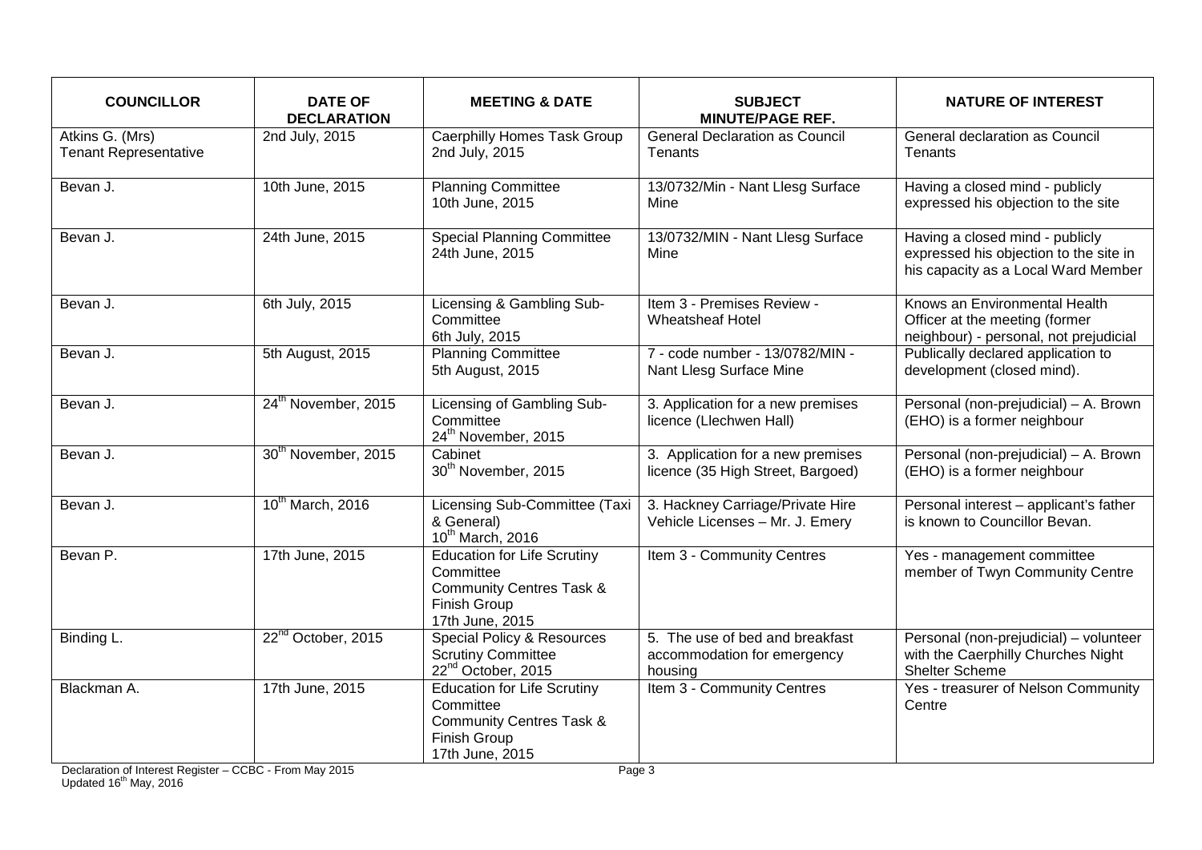| COUNCILLOR | DATE OF DECLARATION | MEETING & DATE | SUBJECT MINUTE/PAGE REF. | NATURE OF INTEREST |
|---|---|---|---|---|
| Atkins G. (Mrs) Tenant Representative | 2nd July, 2015 | Caerphilly Homes Task Group 2nd July, 2015 | General Declaration as Council Tenants | General declaration as Council Tenants |
| Bevan J. | 10th June, 2015 | Planning Committee 10th June, 2015 | 13/0732/Min - Nant Llesg Surface Mine | Having a closed mind - publicly expressed his objection to the site |
| Bevan J. | 24th June, 2015 | Special Planning Committee 24th June, 2015 | 13/0732/MIN - Nant Llesg Surface Mine | Having a closed mind - publicly expressed his objection to the site in his capacity as a Local Ward Member |
| Bevan J. | 6th July, 2015 | Licensing & Gambling Sub-Committee 6th July, 2015 | Item 3 - Premises Review - Wheatsheaf Hotel | Knows an Environmental Health Officer at the meeting (former neighbour) - personal, not prejudicial |
| Bevan J. | 5th August, 2015 | Planning Committee 5th August, 2015 | 7 - code number - 13/0782/MIN - Nant Llesg Surface Mine | Publically declared application to development (closed mind). |
| Bevan J. | 24th November, 2015 | Licensing of Gambling Sub-Committee 24th November, 2015 | 3. Application for a new premises licence (Llechwen Hall) | Personal (non-prejudicial) – A. Brown (EHO) is a former neighbour |
| Bevan J. | 30th November, 2015 | Cabinet 30th November, 2015 | 3. Application for a new premises licence (35 High Street, Bargoed) | Personal (non-prejudicial) – A. Brown (EHO) is a former neighbour |
| Bevan J. | 10th March, 2016 | Licensing Sub-Committee (Taxi & General) 10th March, 2016 | 3. Hackney Carriage/Private Hire Vehicle Licenses – Mr. J. Emery | Personal interest – applicant's father is known to Councillor Bevan. |
| Bevan P. | 17th June, 2015 | Education for Life Scrutiny Committee Community Centres Task & Finish Group 17th June, 2015 | Item 3 - Community Centres | Yes - management committee member of Twyn Community Centre |
| Binding L. | 22nd October, 2015 | Special Policy & Resources Scrutiny Committee 22nd October, 2015 | 5. The use of bed and breakfast accommodation for emergency housing | Personal (non-prejudicial) – volunteer with the Caerphilly Churches Night Shelter Scheme |
| Blackman A. | 17th June, 2015 | Education for Life Scrutiny Committee Community Centres Task & Finish Group 17th June, 2015 | Item 3 - Community Centres | Yes - treasurer of Nelson Community Centre |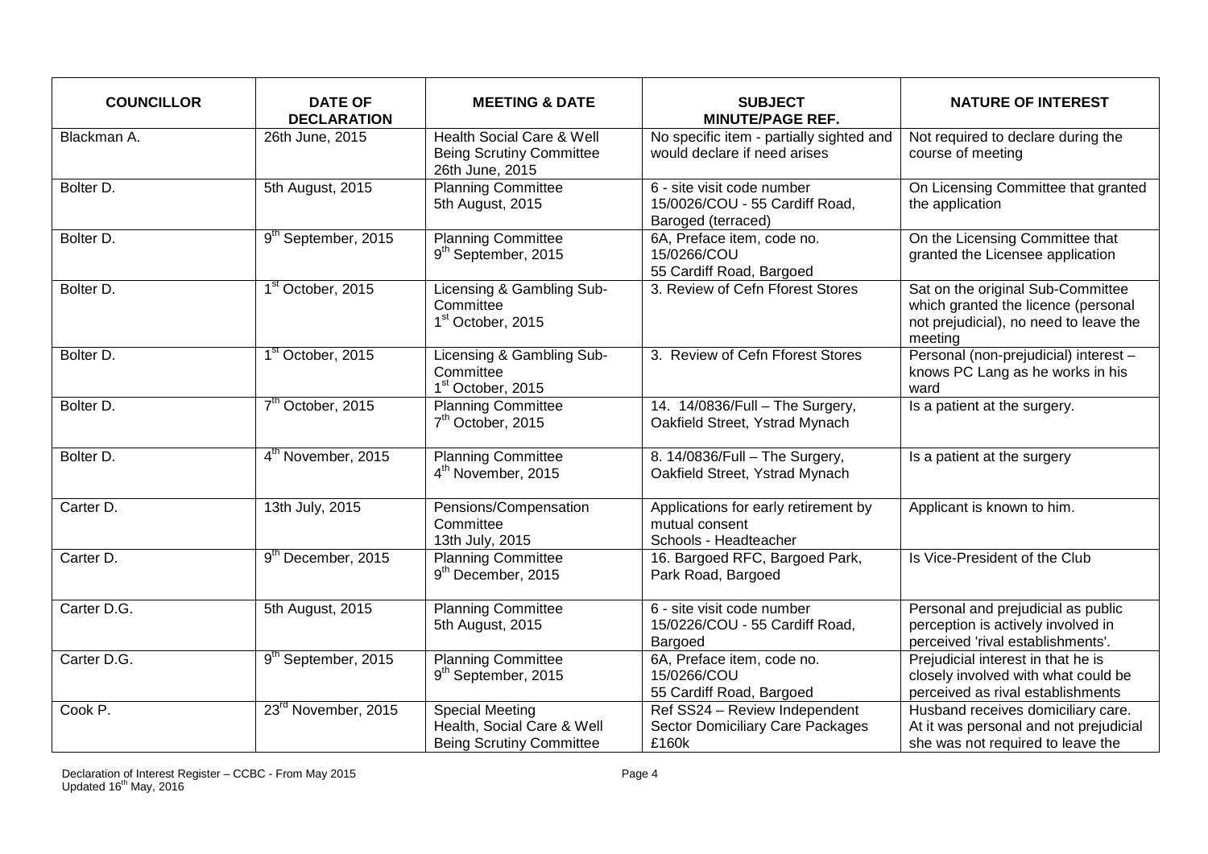| COUNCILLOR | DATE OF DECLARATION | MEETING & DATE | SUBJECT MINUTE/PAGE REF. | NATURE OF INTEREST |
|---|---|---|---|---|
| Blackman A. | 26th June, 2015 | Health Social Care & Well Being Scrutiny Committee 26th June, 2015 | No specific item - partially sighted and would declare if need arises | Not required to declare during the course of meeting |
| Bolter D. | 5th August, 2015 | Planning Committee 5th August, 2015 | 6 - site visit code number 15/0026/COU - 55 Cardiff Road, Baroged (terraced) | On Licensing Committee that granted the application |
| Bolter D. | 9th September, 2015 | Planning Committee 9th September, 2015 | 6A, Preface item, code no. 15/0266/COU 55 Cardiff Road, Bargoed | On the Licensing Committee that granted the Licensee application |
| Bolter D. | 1st October, 2015 | Licensing & Gambling Sub-Committee 1st October, 2015 | 3. Review of Cefn Fforest Stores | Sat on the original Sub-Committee which granted the licence (personal not prejudicial), no need to leave the meeting |
| Bolter D. | 1st October, 2015 | Licensing & Gambling Sub-Committee 1st October, 2015 | 3. Review of Cefn Fforest Stores | Personal (non-prejudicial) interest – knows PC Lang as he works in his ward |
| Bolter D. | 7th October, 2015 | Planning Committee 7th October, 2015 | 14. 14/0836/Full – The Surgery, Oakfield Street, Ystrad Mynach | Is a patient at the surgery. |
| Bolter D. | 4th November, 2015 | Planning Committee 4th November, 2015 | 8. 14/0836/Full – The Surgery, Oakfield Street, Ystrad Mynach | Is a patient at the surgery |
| Carter D. | 13th July, 2015 | Pensions/Compensation Committee 13th July, 2015 | Applications for early retirement by mutual consent Schools - Headteacher | Applicant is known to him. |
| Carter D. | 9th December, 2015 | Planning Committee 9th December, 2015 | 16. Bargoed RFC, Bargoed Park, Park Road, Bargoed | Is Vice-President of the Club |
| Carter D.G. | 5th August, 2015 | Planning Committee 5th August, 2015 | 6 - site visit code number 15/0226/COU - 55 Cardiff Road, Bargoed | Personal and prejudicial as public perception is actively involved in perceived 'rival establishments'. |
| Carter D.G. | 9th September, 2015 | Planning Committee 9th September, 2015 | 6A, Preface item, code no. 15/0266/COU 55 Cardiff Road, Bargoed | Prejudicial interest in that he is closely involved with what could be perceived as rival establishments |
| Cook P. | 23rd November, 2015 | Special Meeting Health, Social Care & Well Being Scrutiny Committee | Ref SS24 – Review Independent Sector Domiciliary Care Packages £160k | Husband receives domiciliary care. At it was personal and not prejudicial she was not required to leave the |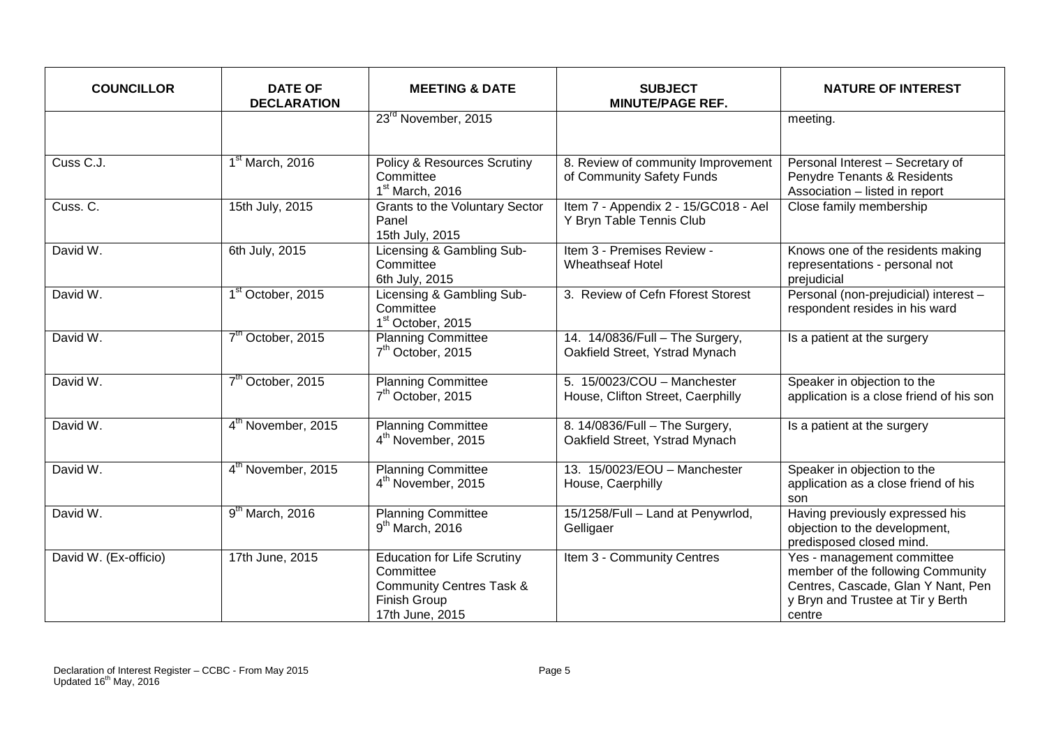| COUNCILLOR | DATE OF DECLARATION | MEETING & DATE | SUBJECT MINUTE/PAGE REF. | NATURE OF INTEREST |
|---|---|---|---|---|
| | | 23rd November, 2015 | | meeting. |
| Cuss C.J. | 1st March, 2016 | Policy & Resources Scrutiny Committee 1st March, 2016 | 8. Review of community Improvement of Community Safety Funds | Personal Interest – Secretary of Penydre Tenants & Residents Association – listed in report |
| Cuss. C. | 15th July, 2015 | Grants to the Voluntary Sector Panel 15th July, 2015 | Item 7 - Appendix 2 - 15/GC018 - Ael Y Bryn Table Tennis Club | Close family membership |
| David W. | 6th July, 2015 | Licensing & Gambling Sub-Committee 6th July, 2015 | Item 3 - Premises Review - Wheathseaf Hotel | Knows one of the residents making representations - personal not prejudicial |
| David W. | 1st October, 2015 | Licensing & Gambling Sub-Committee 1st October, 2015 | 3. Review of Cefn Fforest Storest | Personal (non-prejudicial) interest – respondent resides in his ward |
| David W. | 7th October, 2015 | Planning Committee 7th October, 2015 | 14. 14/0836/Full – The Surgery, Oakfield Street, Ystrad Mynach | Is a patient at the surgery |
| David W. | 7th October, 2015 | Planning Committee 7th October, 2015 | 5. 15/0023/COU – Manchester House, Clifton Street, Caerphilly | Speaker in objection to the application is a close friend of his son |
| David W. | 4th November, 2015 | Planning Committee 4th November, 2015 | 8. 14/0836/Full – The Surgery, Oakfield Street, Ystrad Mynach | Is a patient at the surgery |
| David W. | 4th November, 2015 | Planning Committee 4th November, 2015 | 13. 15/0023/EOU – Manchester House, Caerphilly | Speaker in objection to the application as a close friend of his son |
| David W. | 9th March, 2016 | Planning Committee 9th March, 2016 | 15/1258/Full – Land at Penywrlod, Gelligaer | Having previously expressed his objection to the development, predisposed closed mind. |
| David W. (Ex-officio) | 17th June, 2015 | Education for Life Scrutiny Committee Community Centres Task & Finish Group 17th June, 2015 | Item 3 - Community Centres | Yes - management committee member of the following Community Centres, Cascade, Glan Y Nant, Pen y Bryn and Trustee at Tir y Berth centre |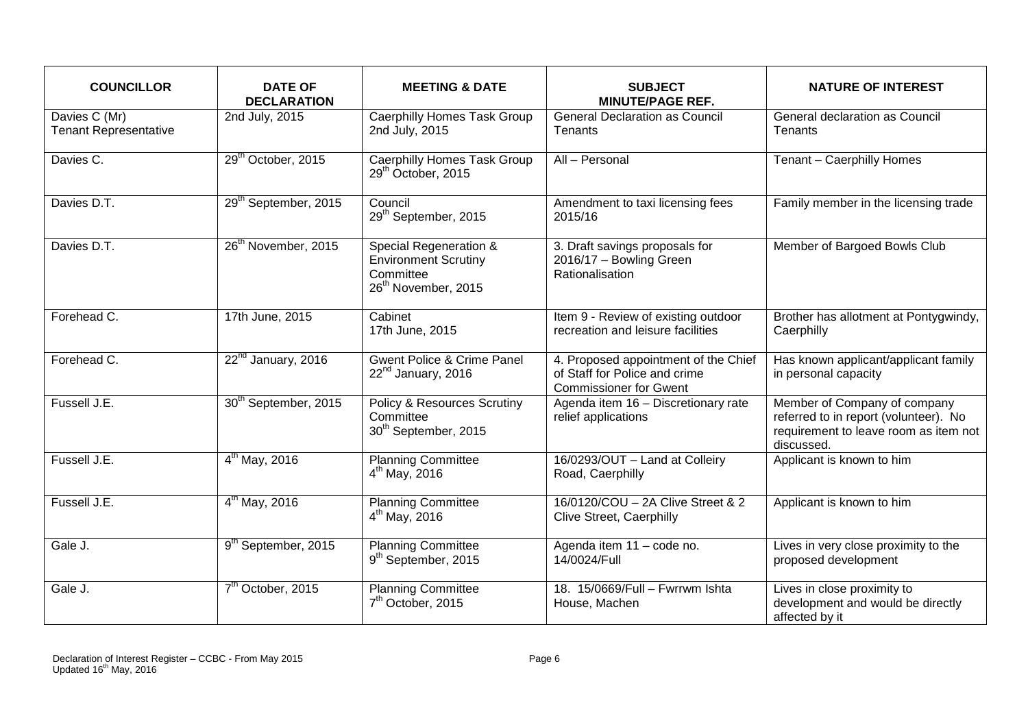| COUNCILLOR | DATE OF DECLARATION | MEETING & DATE | SUBJECT MINUTE/PAGE REF. | NATURE OF INTEREST |
|---|---|---|---|---|
| Davies C (Mr) Tenant Representative | 2nd July, 2015 | Caerphilly Homes Task Group 2nd July, 2015 | General Declaration as Council Tenants | General declaration as Council Tenants |
| Davies C. | 29th October, 2015 | Caerphilly Homes Task Group 29th October, 2015 | All – Personal | Tenant – Caerphilly Homes |
| Davies D.T. | 29th September, 2015 | Council 29th September, 2015 | Amendment to taxi licensing fees 2015/16 | Family member in the licensing trade |
| Davies D.T. | 26th November, 2015 | Special Regeneration & Environment Scrutiny Committee 26th November, 2015 | 3. Draft savings proposals for 2016/17 – Bowling Green Rationalisation | Member of Bargoed Bowls Club |
| Forehead C. | 17th June, 2015 | Cabinet 17th June, 2015 | Item 9 - Review of existing outdoor recreation and leisure facilities | Brother has allotment at Pontygwindy, Caerphilly |
| Forehead C. | 22nd January, 2016 | Gwent Police & Crime Panel 22nd January, 2016 | 4. Proposed appointment of the Chief of Staff for Police and crime Commissioner for Gwent | Has known applicant/applicant family in personal capacity |
| Fussell J.E. | 30th September, 2015 | Policy & Resources Scrutiny Committee 30th September, 2015 | Agenda item 16 – Discretionary rate relief applications | Member of Company of company referred to in report (volunteer). No requirement to leave room as item not discussed. |
| Fussell J.E. | 4th May, 2016 | Planning Committee 4th May, 2016 | 16/0293/OUT – Land at Colleiry Road, Caerphilly | Applicant is known to him |
| Fussell J.E. | 4th May, 2016 | Planning Committee 4th May, 2016 | 16/0120/COU – 2A Clive Street & 2 Clive Street, Caerphilly | Applicant is known to him |
| Gale J. | 9th September, 2015 | Planning Committee 9th September, 2015 | Agenda item 11 – code no. 14/0024/Full | Lives in very close proximity to the proposed development |
| Gale J. | 7th October, 2015 | Planning Committee 7th October, 2015 | 18. 15/0669/Full – Fwrrwm Ishta House, Machen | Lives in close proximity to development and would be directly affected by it |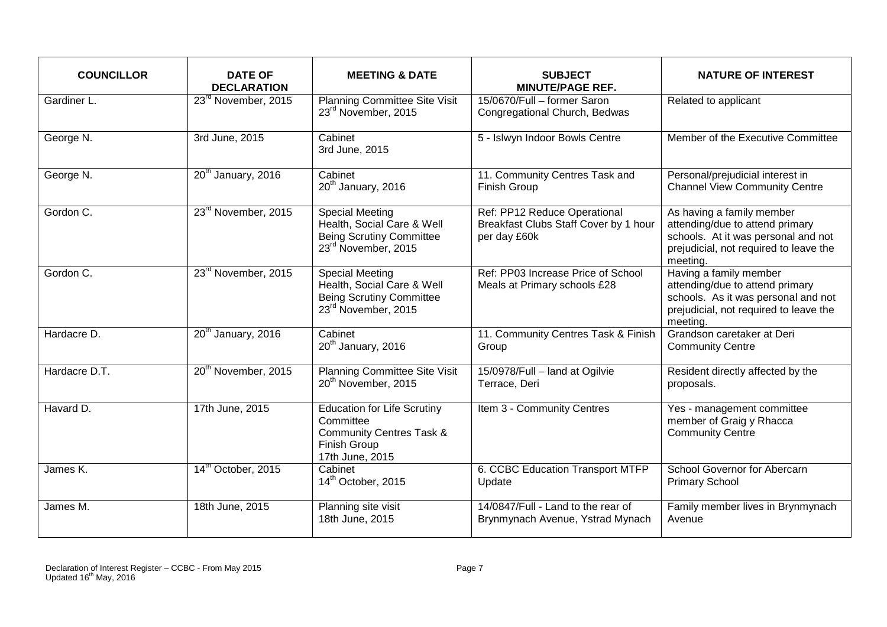| COUNCILLOR | DATE OF DECLARATION | MEETING & DATE | SUBJECT MINUTE/PAGE REF. | NATURE OF INTEREST |
|---|---|---|---|---|
| Gardiner L. | 23rd November, 2015 | Planning Committee Site Visit 23rd November, 2015 | 15/0670/Full – former Saron Congregational Church, Bedwas | Related to applicant |
| George N. | 3rd June, 2015 | Cabinet 3rd June, 2015 | 5 - Islwyn Indoor Bowls Centre | Member of the Executive Committee |
| George N. | 20th January, 2016 | Cabinet 20th January, 2016 | 11. Community Centres Task and Finish Group | Personal/prejudicial interest in Channel View Community Centre |
| Gordon C. | 23rd November, 2015 | Special Meeting Health, Social Care & Well Being Scrutiny Committee 23rd November, 2015 | Ref: PP12 Reduce Operational Breakfast Clubs Staff Cover by 1 hour per day £60k | As having a family member attending/due to attend primary schools. At it was personal and not prejudicial, not required to leave the meeting. |
| Gordon C. | 23rd November, 2015 | Special Meeting Health, Social Care & Well Being Scrutiny Committee 23rd November, 2015 | Ref: PP03 Increase Price of School Meals at Primary schools £28 | Having a family member attending/due to attend primary schools. As it was personal and not prejudicial, not required to leave the meeting. |
| Hardacre D. | 20th January, 2016 | Cabinet 20th January, 2016 | 11. Community Centres Task & Finish Group | Grandson caretaker at Deri Community Centre |
| Hardacre D.T. | 20th November, 2015 | Planning Committee Site Visit 20th November, 2015 | 15/0978/Full – land at Ogilvie Terrace, Deri | Resident directly affected by the proposals. |
| Havard D. | 17th June, 2015 | Education for Life Scrutiny Committee Community Centres Task & Finish Group 17th June, 2015 | Item 3 - Community Centres | Yes - management committee member of Graig y Rhacca Community Centre |
| James K. | 14th October, 2015 | Cabinet 14th October, 2015 | 6. CCBC Education Transport MTFP Update | School Governor for Abercarn Primary School |
| James M. | 18th June, 2015 | Planning site visit 18th June, 2015 | 14/0847/Full - Land to the rear of Brynmynach Avenue, Ystrad Mynach | Family member lives in Brynmynach Avenue |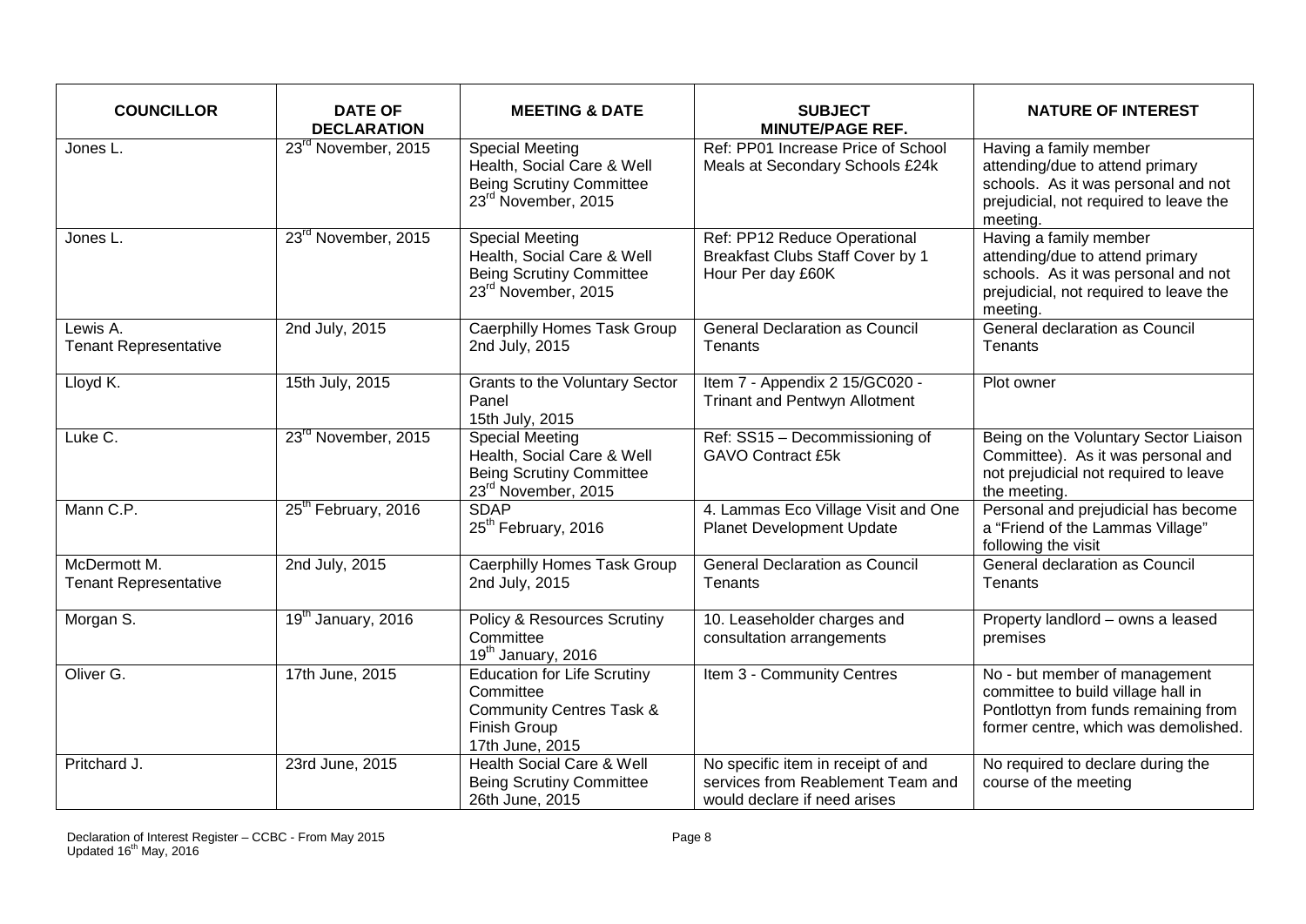| COUNCILLOR | DATE OF DECLARATION | MEETING & DATE | SUBJECT MINUTE/PAGE REF. | NATURE OF INTEREST |
|---|---|---|---|---|
| Jones L. | 23rd November, 2015 | Special Meeting Health, Social Care & Well Being Scrutiny Committee 23rd November, 2015 | Ref: PP01 Increase Price of School Meals at Secondary Schools £24k | Having a family member attending/due to attend primary schools. As it was personal and not prejudicial, not required to leave the meeting. |
| Jones L. | 23rd November, 2015 | Special Meeting Health, Social Care & Well Being Scrutiny Committee 23rd November, 2015 | Ref: PP12 Reduce Operational Breakfast Clubs Staff Cover by 1 Hour Per day £60K | Having a family member attending/due to attend primary schools. As it was personal and not prejudicial, not required to leave the meeting. |
| Lewis A. Tenant Representative | 2nd July, 2015 | Caerphilly Homes Task Group 2nd July, 2015 | General Declaration as Council Tenants | General declaration as Council Tenants |
| Lloyd K. | 15th July, 2015 | Grants to the Voluntary Sector Panel 15th July, 2015 | Item 7 - Appendix 2 15/GC020 - Trinant and Pentwyn Allotment | Plot owner |
| Luke C. | 23rd November, 2015 | Special Meeting Health, Social Care & Well Being Scrutiny Committee 23rd November, 2015 | Ref: SS15 – Decommissioning of GAVO Contract £5k | Being on the Voluntary Sector Liaison Committee). As it was personal and not prejudicial not required to leave the meeting. |
| Mann C.P. | 25th February, 2016 | SDAP 25th February, 2016 | 4. Lammas Eco Village Visit and One Planet Development Update | Personal and prejudicial has become a "Friend of the Lammas Village" following the visit |
| McDermott M. Tenant Representative | 2nd July, 2015 | Caerphilly Homes Task Group 2nd July, 2015 | General Declaration as Council Tenants | General declaration as Council Tenants |
| Morgan S. | 19th January, 2016 | Policy & Resources Scrutiny Committee 19th January, 2016 | 10. Leaseholder charges and consultation arrangements | Property landlord – owns a leased premises |
| Oliver G. | 17th June, 2015 | Education for Life Scrutiny Committee Community Centres Task & Finish Group 17th June, 2015 | Item 3 - Community Centres | No - but member of management committee to build village hall in Pontlottyn from funds remaining from former centre, which was demolished. |
| Pritchard J. | 23rd June, 2015 | Health Social Care & Well Being Scrutiny Committee 26th June, 2015 | No specific item in receipt of and services from Reablement Team and would declare if need arises | No required to declare during the course of the meeting |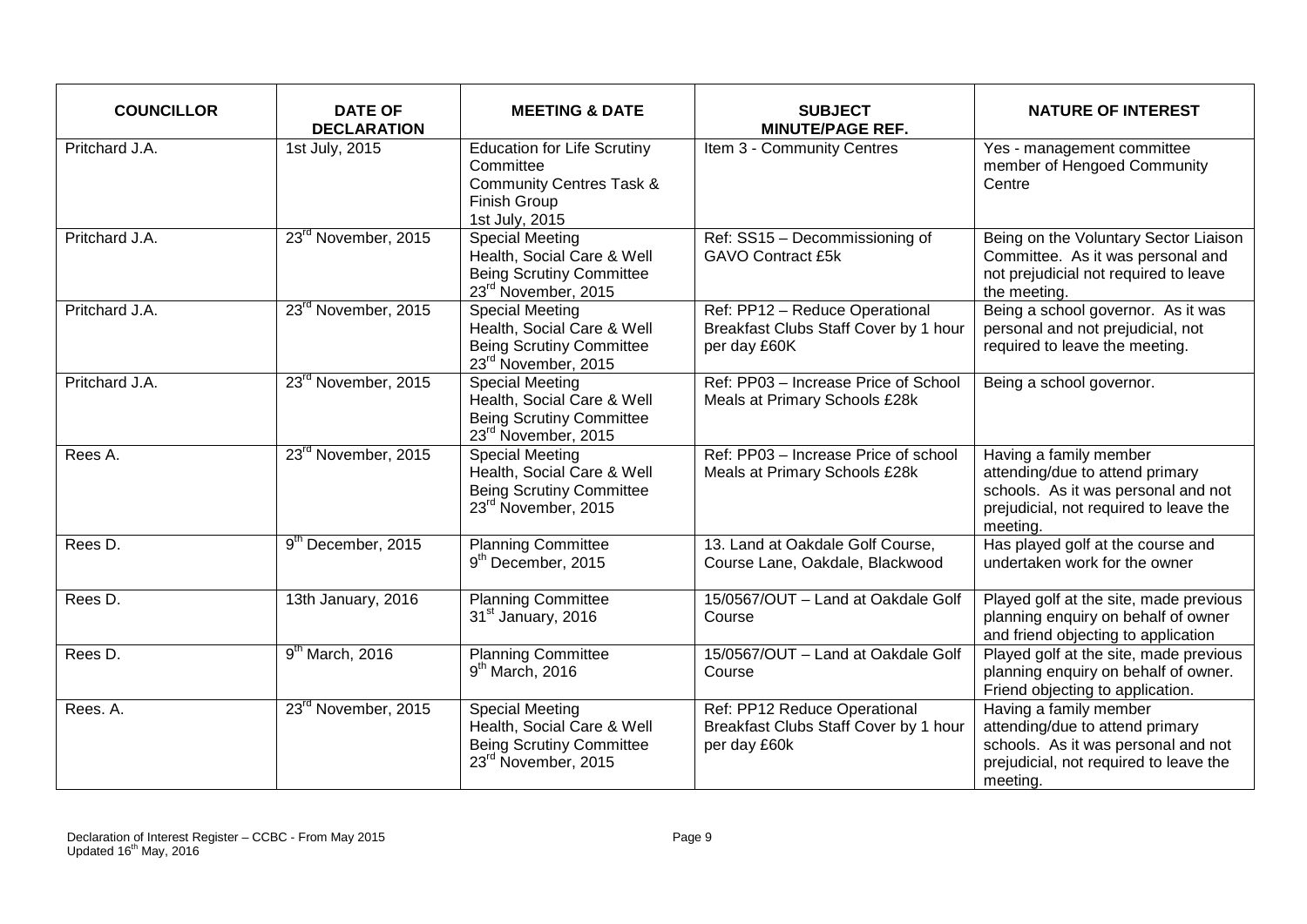| COUNCILLOR | DATE OF DECLARATION | MEETING & DATE | SUBJECT MINUTE/PAGE REF. | NATURE OF INTEREST |
|---|---|---|---|---|
| Pritchard J.A. | 1st July, 2015 | Education for Life Scrutiny Committee Community Centres Task & Finish Group 1st July, 2015 | Item 3 - Community Centres | Yes - management committee member of Hengoed Community Centre |
| Pritchard J.A. | 23rd November, 2015 | Special Meeting Health, Social Care & Well Being Scrutiny Committee 23rd November, 2015 | Ref: SS15 – Decommissioning of GAVO Contract £5k | Being on the Voluntary Sector Liaison Committee. As it was personal and not prejudicial not required to leave the meeting. |
| Pritchard J.A. | 23rd November, 2015 | Special Meeting Health, Social Care & Well Being Scrutiny Committee 23rd November, 2015 | Ref: PP12 – Reduce Operational Breakfast Clubs Staff Cover by 1 hour per day £60K | Being a school governor. As it was personal and not prejudicial, not required to leave the meeting. |
| Pritchard J.A. | 23rd November, 2015 | Special Meeting Health, Social Care & Well Being Scrutiny Committee 23rd November, 2015 | Ref: PP03 – Increase Price of School Meals at Primary Schools £28k | Being a school governor. |
| Rees A. | 23rd November, 2015 | Special Meeting Health, Social Care & Well Being Scrutiny Committee 23rd November, 2015 | Ref: PP03 – Increase Price of school Meals at Primary Schools £28k | Having a family member attending/due to attend primary schools. As it was personal and not prejudicial, not required to leave the meeting. |
| Rees D. | 9th December, 2015 | Planning Committee 9th December, 2015 | 13. Land at Oakdale Golf Course, Course Lane, Oakdale, Blackwood | Has played golf at the course and undertaken work for the owner |
| Rees D. | 13th January, 2016 | Planning Committee 31st January, 2016 | 15/0567/OUT – Land at Oakdale Golf Course | Played golf at the site, made previous planning enquiry on behalf of owner and friend objecting to application |
| Rees D. | 9th March, 2016 | Planning Committee 9th March, 2016 | 15/0567/OUT – Land at Oakdale Golf Course | Played golf at the site, made previous planning enquiry on behalf of owner. Friend objecting to application. |
| Rees. A. | 23rd November, 2015 | Special Meeting Health, Social Care & Well Being Scrutiny Committee 23rd November, 2015 | Ref: PP12 Reduce Operational Breakfast Clubs Staff Cover by 1 hour per day £60k | Having a family member attending/due to attend primary schools. As it was personal and not prejudicial, not required to leave the meeting. |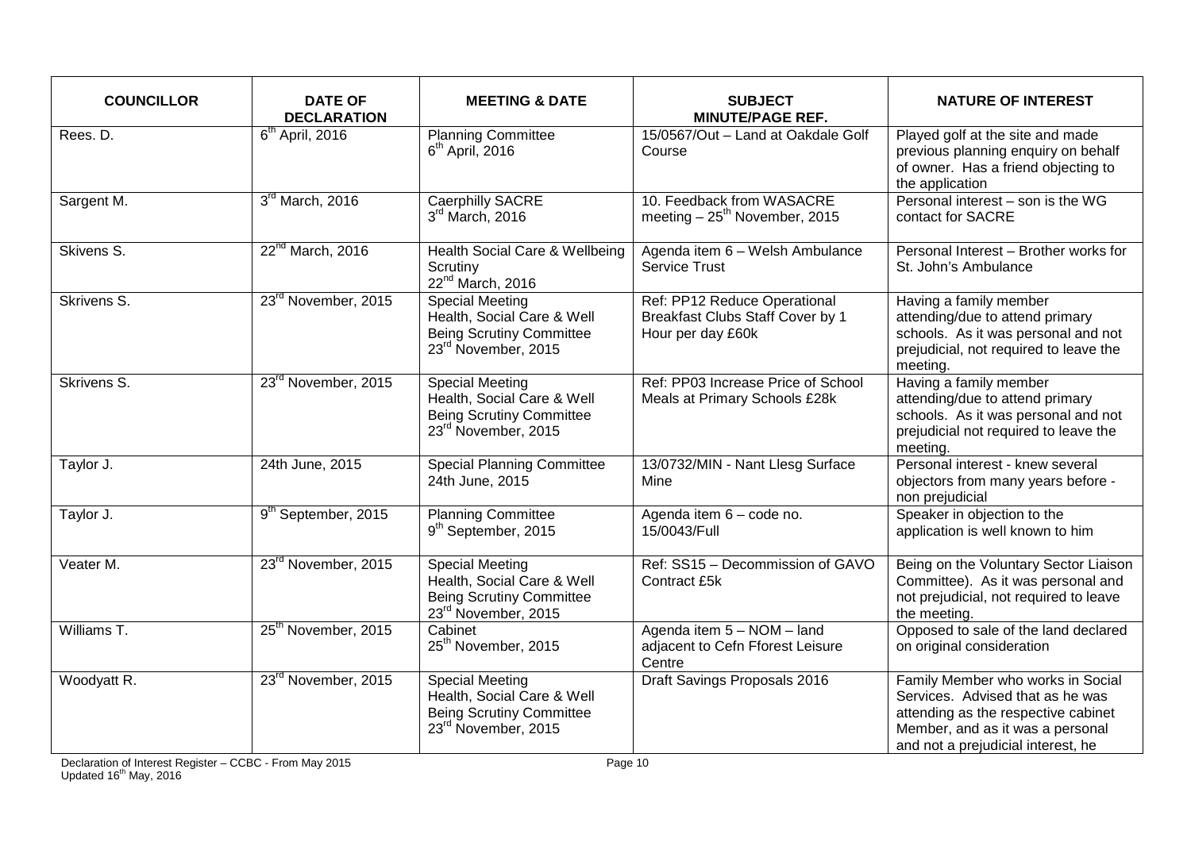| COUNCILLOR | DATE OF DECLARATION | MEETING & DATE | SUBJECT MINUTE/PAGE REF. | NATURE OF INTEREST |
|---|---|---|---|---|
| Rees. D. | 6th April, 2016 | Planning Committee 6th April, 2016 | 15/0567/Out – Land at Oakdale Golf Course | Played golf at the site and made previous planning enquiry on behalf of owner. Has a friend objecting to the application |
| Sargent M. | 3rd March, 2016 | Caerphilly SACRE 3rd March, 2016 | 10. Feedback from WASACRE meeting – 25th November, 2015 | Personal interest – son is the WG contact for SACRE |
| Skivens S. | 22nd March, 2016 | Health Social Care & Wellbeing Scrutiny 22nd March, 2016 | Agenda item 6 – Welsh Ambulance Service Trust | Personal Interest – Brother works for St. John's Ambulance |
| Skrivens S. | 23rd November, 2015 | Special Meeting Health, Social Care & Well Being Scrutiny Committee 23rd November, 2015 | Ref: PP12 Reduce Operational Breakfast Clubs Staff Cover by 1 Hour per day £60k | Having a family member attending/due to attend primary schools. As it was personal and not prejudicial, not required to leave the meeting. |
| Skrivens S. | 23rd November, 2015 | Special Meeting Health, Social Care & Well Being Scrutiny Committee 23rd November, 2015 | Ref: PP03 Increase Price of School Meals at Primary Schools £28k | Having a family member attending/due to attend primary schools. As it was personal and not prejudicial not required to leave the meeting. |
| Taylor J. | 24th June, 2015 | Special Planning Committee 24th June, 2015 | 13/0732/MIN - Nant Llesg Surface Mine | Personal interest - knew several objectors from many years before - non prejudicial |
| Taylor J. | 9th September, 2015 | Planning Committee 9th September, 2015 | Agenda item 6 – code no. 15/0043/Full | Speaker in objection to the application is well known to him |
| Veater M. | 23rd November, 2015 | Special Meeting Health, Social Care & Well Being Scrutiny Committee 23rd November, 2015 | Ref: SS15 – Decommission of GAVO Contract £5k | Being on the Voluntary Sector Liaison Committee). As it was personal and not prejudicial, not required to leave the meeting. |
| Williams T. | 25th November, 2015 | Cabinet 25th November, 2015 | Agenda item 5 – NOM – land adjacent to Cefn Fforest Leisure Centre | Opposed to sale of the land declared on original consideration |
| Woodyatt R. | 23rd November, 2015 | Special Meeting Health, Social Care & Well Being Scrutiny Committee 23rd November, 2015 | Draft Savings Proposals 2016 | Family Member who works in Social Services. Advised that as he was attending as the respective cabinet Member, and as it was a personal and not a prejudicial interest, he |

Declaration of Interest Register – CCBC - From May 2015
Updated 16th May, 2016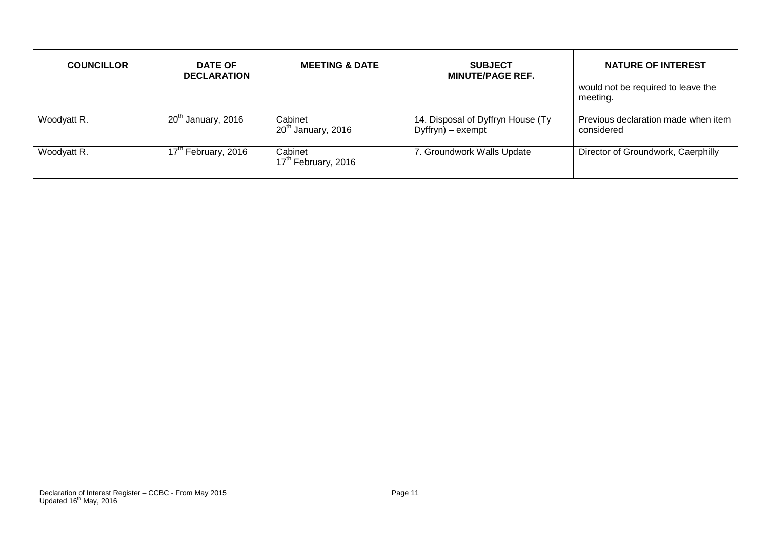| COUNCILLOR | DATE OF DECLARATION | MEETING & DATE | SUBJECT MINUTE/PAGE REF. | NATURE OF INTEREST |
|---|---|---|---|---|
| | | | | would not be required to leave the meeting. |
| Woodyatt R. | 20th January, 2016 | Cabinet 20th January, 2016 | 14. Disposal of Dyffryn House (Ty Dyffryn) – exempt | Previous declaration made when item considered |
| Woodyatt R. | 17th February, 2016 | Cabinet 17th February, 2016 | 7. Groundwork Walls Update | Director of Groundwork, Caerphilly |